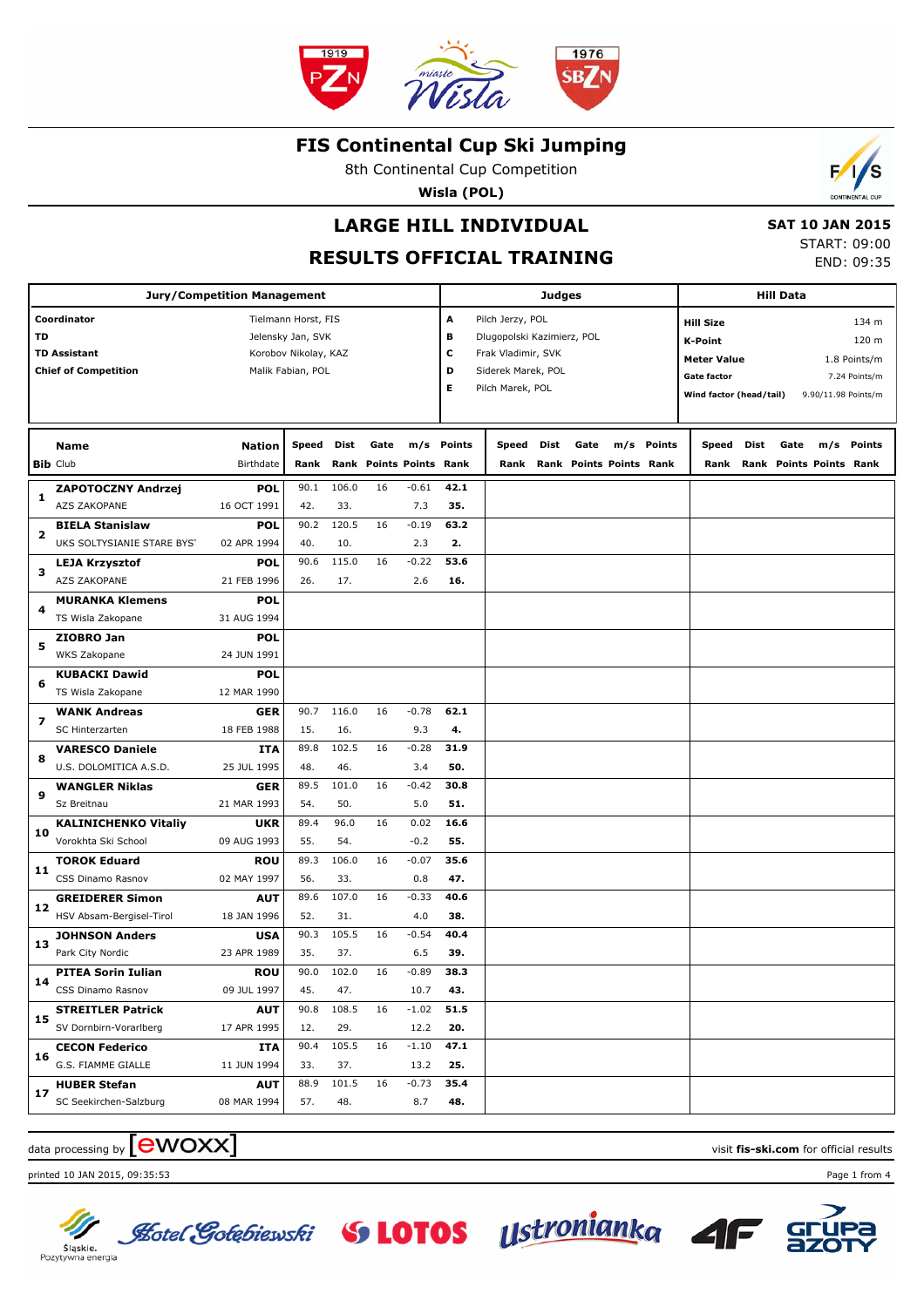# FIS Continental Cup Ski Jumping

8th Continental Cup Competition

**Wisla (POL)**

## LARGE HILL INDIVIDUAL

## RESULTS OFFICIAL TRAINING

**SAT 10 JAN 2015**
START: 09:00
END: 09:35

| Jury/Competition Management | | Judges | | Hill Data | |
|---|---|---|---|---|---|
| **Coordinator** | Tielmann Horst, FIS | A | Pilch Jerzy, POL | **Hill Size** | 134 m |
| **TD** | Jelensky Jan, SVK | B | Dlugopolski Kazimierz, POL | **K-Point** | 120 m |
| **TD Assistant** | Korobov Nikolay, KAZ | C | Frak Vladimir, SVK | **Meter Value** | 1.8 Points/m |
| **Chief of Competition** | Malik Fabian, POL | D | Siderek Marek, POL | **Gate factor** | 7.24 Points/m |
| | | E | Pilch Marek, POL | **Wind factor (head/tail)** | 9.90/11.98 Points/m |

| Bib | Name / Club | Nation / Birthdate | Speed / Rank | Dist / Rank | Gate / Points | m/s / Points | Points / Rank | Speed / Rank | Dist / Rank | Gate / Points | m/s / Points | Points / Rank | Speed / Rank | Dist / Rank | Gate / Points | m/s / Points | Points / Rank |
|---|---|---|---|---|---|---|---|---|---|---|---|---|---|---|---|---|---|
| 1 | **ZAPOTOCZNY Andrzej** AZS ZAKOPANE | POL 16 OCT 1991 | 90.1 42. | 106.0 33. | 16 | -0.61 7.3 | 42.1 35. | | | | | | | | | | |
| 2 | **BIELA Stanislaw** UKS SOLTYSIANIE STARE BYST | POL 02 APR 1994 | 90.2 40. | 120.5 10. | 16 | -0.19 2.3 | 63.2 2. | | | | | | | | | | |
| 3 | **LEJA Krzysztof** AZS ZAKOPANE | POL 21 FEB 1996 | 90.6 26. | 115.0 17. | 16 | -0.22 2.6 | 53.6 16. | | | | | | | | | | |
| 4 | **MURANKA Klemens** TS Wisla Zakopane | POL 31 AUG 1994 | | | | | | | | | | | | | | | |
| 5 | **ZIOBRO Jan** WKS Zakopane | POL 24 JUN 1991 | | | | | | | | | | | | | | | |
| 6 | **KUBACKI Dawid** TS Wisla Zakopane | POL 12 MAR 1990 | | | | | | | | | | | | | | | |
| 7 | **WANK Andreas** SC Hinterzarten | GER 18 FEB 1988 | 90.7 15. | 116.0 16. | 16 | -0.78 9.3 | 62.1 4. | | | | | | | | | | |
| 8 | **VARESCO Daniele** U.S. DOLOMITICA A.S.D. | ITA 25 JUL 1995 | 89.8 48. | 102.5 46. | 16 | -0.28 3.4 | 31.9 50. | | | | | | | | | | |
| 9 | **WANGLER Niklas** Sz Breitnau | GER 21 MAR 1993 | 89.5 54. | 101.0 50. | 16 | -0.42 5.0 | 30.8 51. | | | | | | | | | | |
| 10 | **KALINICHENKO Vitaliy** Vorokhta Ski School | UKR 09 AUG 1993 | 89.4 55. | 96.0 54. | 16 | 0.02 -0.2 | 16.6 55. | | | | | | | | | | |
| 11 | **TOROK Eduard** CSS Dinamo Rasnov | ROU 02 MAY 1997 | 89.3 56. | 106.0 33. | 16 | -0.07 0.8 | 35.6 47. | | | | | | | | | | |
| 12 | **GREIDERER Simon** HSV Absam-Bergisel-Tirol | AUT 18 JAN 1996 | 89.6 52. | 107.0 31. | 16 | -0.33 4.0 | 40.6 38. | | | | | | | | | | |
| 13 | **JOHNSON Anders** Park City Nordic | USA 23 APR 1989 | 90.3 35. | 105.5 37. | 16 | -0.54 6.5 | 40.4 39. | | | | | | | | | | |
| 14 | **PITEA Sorin Iulian** CSS Dinamo Rasnov | ROU 09 JUL 1997 | 90.0 45. | 102.0 47. | 16 | -0.89 10.7 | 38.3 43. | | | | | | | | | | |
| 15 | **STREITLER Patrick** SV Dornbirn-Vorarlberg | AUT 17 APR 1995 | 90.8 12. | 108.5 29. | 16 | -1.02 12.2 | 51.5 20. | | | | | | | | | | |
| 16 | **CECON Federico** G.S. FIAMME GIALLE | ITA 11 JUN 1994 | 90.4 33. | 105.5 37. | 16 | -1.10 13.2 | 47.1 25. | | | | | | | | | | |
| 17 | **HUBER Stefan** SC Seekirchen-Salzburg | AUT 08 MAR 1994 | 88.9 57. | 101.5 48. | 16 | -0.73 8.7 | 35.4 48. | | | | | | | | | | |

data processing by ewoxx — visit **fis-ski.com** for official results

printed 10 JAN 2015, 09:35:53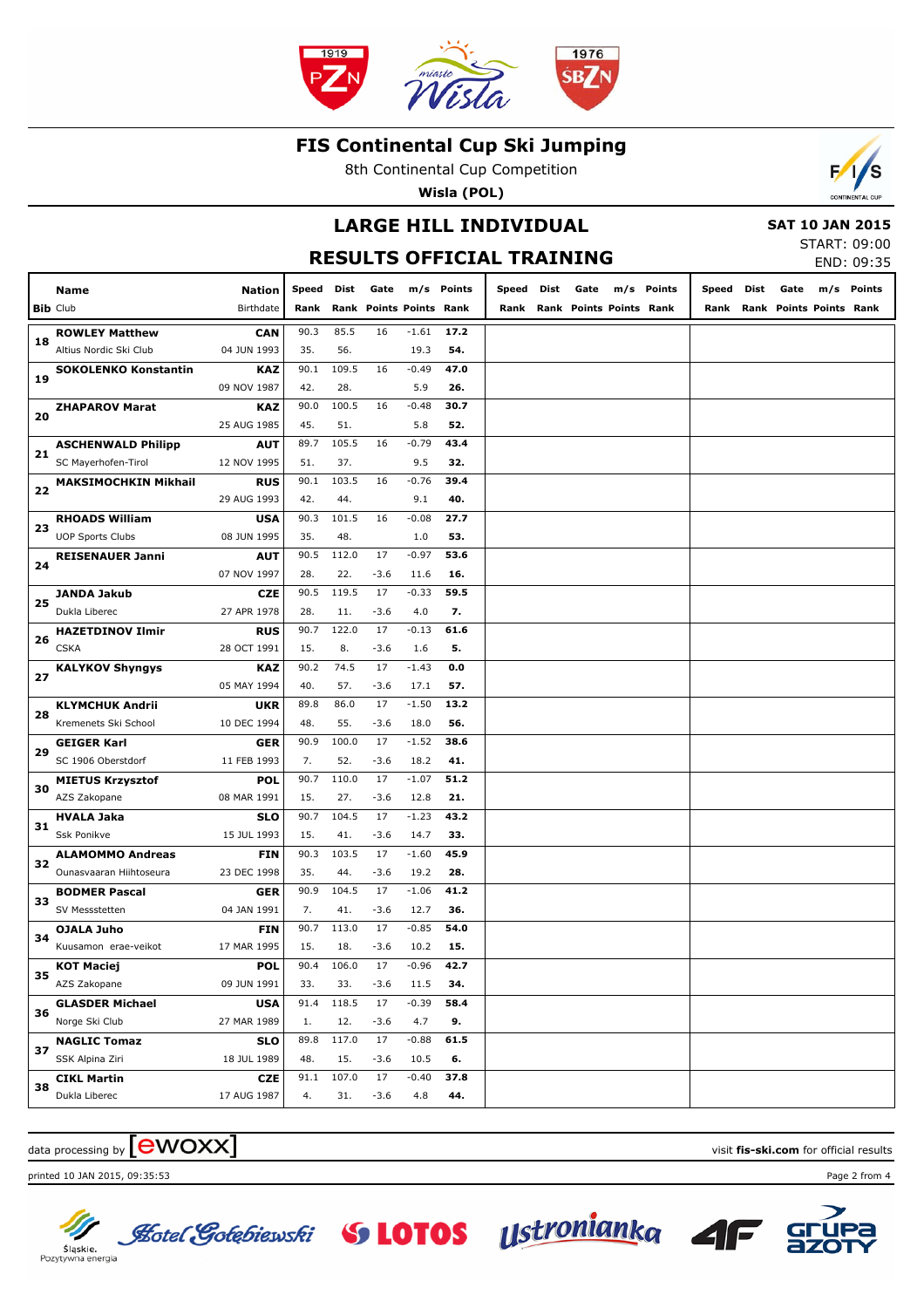# FIS Continental Cup Ski Jumping

8th Continental Cup Competition

**Wisla (POL)**

## LARGE HILL INDIVIDUAL

## RESULTS OFFICIAL TRAINING

**SAT 10 JAN 2015**
START: 09:00
END: 09:35

| Bib | Name / Club | Nation / Birthdate | Speed / Rank | Dist / Rank | Gate / Points | m/s / Points | Points / Rank |
|---|---|---|---|---|---|---|---|
| 18 | **ROWLEY Matthew** Altius Nordic Ski Club | **CAN** 04 JUN 1993 | 90.3 / 35. | 85.5 / 56. | 16 | -1.61 / 19.3 | **17.2** / **54.** |
| 19 | **SOKOLENKO Konstantin** | **KAZ** 09 NOV 1987 | 90.1 / 42. | 109.5 / 28. | 16 | -0.49 / 5.9 | **47.0** / **26.** |
| 20 | **ZHAPAROV Marat** | **KAZ** 25 AUG 1985 | 90.0 / 45. | 100.5 / 51. | 16 | -0.48 / 5.8 | **30.7** / **52.** |
| 21 | **ASCHENWALD Philipp** SC Mayerhofen-Tirol | **AUT** 12 NOV 1995 | 89.7 / 51. | 105.5 / 37. | 16 | -0.79 / 9.5 | **43.4** / **32.** |
| 22 | **MAKSIMOCHKIN Mikhail** | **RUS** 29 AUG 1993 | 90.1 / 42. | 103.5 / 44. | 16 | -0.76 / 9.1 | **39.4** / **40.** |
| 23 | **RHOADS William** UOP Sports Clubs | **USA** 08 JUN 1995 | 90.3 / 35. | 101.5 / 48. | 16 | -0.08 / 1.0 | **27.7** / **53.** |
| 24 | **REISENAUER Janni** | **AUT** 07 NOV 1997 | 90.5 / 28. | 112.0 / 22. | 17 / -3.6 | -0.97 / 11.6 | **53.6** / **16.** |
| 25 | **JANDA Jakub** Dukla Liberec | **CZE** 27 APR 1978 | 90.5 / 28. | 119.5 / 11. | 17 / -3.6 | -0.33 / 4.0 | **59.5** / **7.** |
| 26 | **HAZETDINOV Ilmir** CSKA | **RUS** 28 OCT 1991 | 90.7 / 15. | 122.0 / 8. | 17 / -3.6 | -0.13 / 1.6 | **61.6** / **5.** |
| 27 | **KALYKOV Shyngys** | **KAZ** 05 MAY 1994 | 90.2 / 40. | 74.5 / 57. | 17 / -3.6 | -1.43 / 17.1 | **0.0** / **57.** |
| 28 | **KLYMCHUK Andrii** Kremenets Ski School | **UKR** 10 DEC 1994 | 89.8 / 48. | 86.0 / 55. | 17 / -3.6 | -1.50 / 18.0 | **13.2** / **56.** |
| 29 | **GEIGER Karl** SC 1906 Oberstdorf | **GER** 11 FEB 1993 | 90.9 / 7. | 100.0 / 52. | 17 / -3.6 | -1.52 / 18.2 | **38.6** / **41.** |
| 30 | **MIETUS Krzysztof** AZS Zakopane | **POL** 08 MAR 1991 | 90.7 / 15. | 110.0 / 27. | 17 / -3.6 | -1.07 / 12.8 | **51.2** / **21.** |
| 31 | **HVALA Jaka** Ssk Ponikve | **SLO** 15 JUL 1993 | 90.7 / 15. | 104.5 / 41. | 17 / -3.6 | -1.23 / 14.7 | **43.2** / **33.** |
| 32 | **ALAMOMMO Andreas** Ounasvaaran Hiihtoseura | **FIN** 23 DEC 1998 | 90.3 / 35. | 103.5 / 44. | 17 / -3.6 | -1.60 / 19.2 | **45.9** / **28.** |
| 33 | **BODMER Pascal** SV Messstetten | **GER** 04 JAN 1991 | 90.9 / 7. | 104.5 / 41. | 17 / -3.6 | -1.06 / 12.7 | **41.2** / **36.** |
| 34 | **OJALA Juho** Kuusamon erae-veikot | **FIN** 17 MAR 1995 | 90.7 / 15. | 113.0 / 18. | 17 / -3.6 | -0.85 / 10.2 | **54.0** / **15.** |
| 35 | **KOT Maciej** AZS Zakopane | **POL** 09 JUN 1991 | 90.4 / 33. | 106.0 / 33. | 17 / -3.6 | -0.96 / 11.5 | **42.7** / **34.** |
| 36 | **GLASDER Michael** Norge Ski Club | **USA** 27 MAR 1989 | 91.4 / 1. | 118.5 / 12. | 17 / -3.6 | -0.39 / 4.7 | **58.4** / **9.** |
| 37 | **NAGLIC Tomaz** SSK Alpina Ziri | **SLO** 18 JUL 1989 | 89.8 / 48. | 117.0 / 15. | 17 / -3.6 | -0.88 / 10.5 | **61.5** / **6.** |
| 38 | **CIKL Martin** Dukla Liberec | **CZE** 17 AUG 1987 | 91.1 / 4. | 107.0 / 31. | 17 / -3.6 | -0.40 / 4.8 | **37.8** / **44.** |

data processing by ewoxx — visit **fis-ski.com** for official results

printed 10 JAN 2015, 09:35:53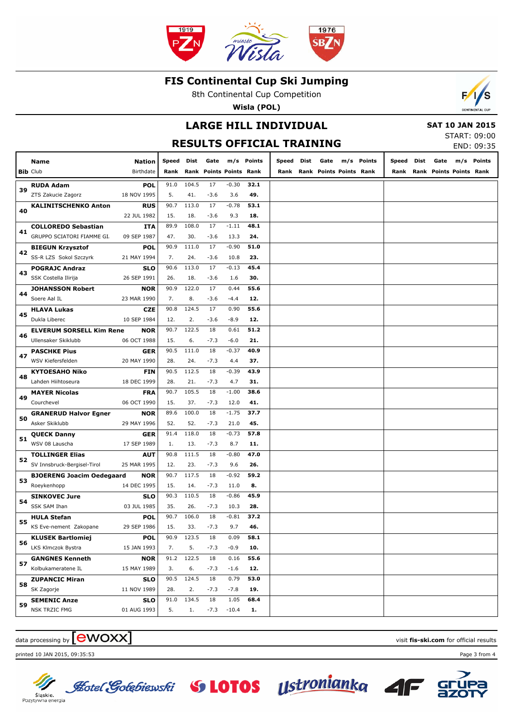# FIS Continental Cup Ski Jumping

8th Continental Cup Competition

**Wisla (POL)**

## LARGE HILL INDIVIDUAL

## RESULTS OFFICIAL TRAINING

**SAT 10 JAN 2015**
START: 09:00
END: 09:35

| Bib | Name / Club | Nation / Birthdate | Speed / Rank | Dist / Rank | Gate / Points | m/s / Points | Points / Rank | Speed / Rank | Dist / Rank | Gate / Points | m/s / Points | Points / Rank | Speed / Rank | Dist / Rank | Gate / Points | m/s / Points | Points / Rank |
|---|---|---|---|---|---|---|---|---|---|---|---|---|---|---|---|---|---|
| 39 | **RUDA Adam** ZTS Zakucie Zagorz | **POL** 18 NOV 1995 | 91.0 5. | 104.5 41. | 17 -3.6 | -0.30 3.6 | **32.1** **49.** | | | | | | | | | | |
| 40 | **KALINITSCHENKO Anton** | **RUS** 22 JUL 1982 | 90.7 15. | 113.0 18. | 17 -3.6 | -0.78 9.3 | **53.1** **18.** | | | | | | | | | | |
| 41 | **COLLOREDO Sebastian** GRUPPO SCIATORI FIAMME GI. | **ITA** 09 SEP 1987 | 89.9 47. | 108.0 30. | 17 -3.6 | -1.11 13.3 | **48.1** **24.** | | | | | | | | | | |
| 42 | **BIEGUN Krzysztof** SS-R LZS Sokol Szczyrk | **POL** 21 MAY 1994 | 90.9 7. | 111.0 24. | 17 -3.6 | -0.90 10.8 | **51.0** **23.** | | | | | | | | | | |
| 43 | **POGRAJC Andraz** SSK Costella Ilirija | **SLO** 26 SEP 1991 | 90.6 26. | 113.0 18. | 17 -3.6 | -0.13 1.6 | **45.4** **30.** | | | | | | | | | | |
| 44 | **JOHANSSON Robert** Soere Aal IL | **NOR** 23 MAR 1990 | 90.9 7. | 122.0 8. | 17 -3.6 | 0.44 -4.4 | **55.6** **12.** | | | | | | | | | | |
| 45 | **HLAVA Lukas** Dukla Liberec | **CZE** 10 SEP 1984 | 90.8 12. | 124.5 2. | 17 -3.6 | 0.90 -8.9 | **55.6** **12.** | | | | | | | | | | |
| 46 | **ELVERUM SORSELL Kim Rene** Ullensaker Skiklubb | **NOR** 06 OCT 1988 | 90.7 15. | 122.5 6. | 18 -7.3 | 0.61 -6.0 | **51.2** **21.** | | | | | | | | | | |
| 47 | **PASCHKE Pius** WSV Kiefersfelden | **GER** 20 MAY 1990 | 90.5 28. | 111.0 24. | 18 -7.3 | -0.37 4.4 | **40.9** **37.** | | | | | | | | | | |
| 48 | **KYTOESAHO Niko** Lahden Hiihtoseura | **FIN** 18 DEC 1999 | 90.5 28. | 112.5 21. | 18 -7.3 | -0.39 4.7 | **43.9** **31.** | | | | | | | | | | |
| 49 | **MAYER Nicolas** Courchevel | **FRA** 06 OCT 1990 | 90.7 15. | 105.5 37. | 18 -7.3 | -1.00 12.0 | **38.6** **41.** | | | | | | | | | | |
| 50 | **GRANERUD Halvor Egner** Asker Skiklubb | **NOR** 29 MAY 1996 | 89.6 52. | 100.0 52. | 18 -7.3 | -1.75 21.0 | **37.7** **45.** | | | | | | | | | | |
| 51 | **QUECK Danny** WSV 08 Lauscha | **GER** 17 SEP 1989 | 91.4 1. | 118.0 13. | 18 -7.3 | -0.73 8.7 | **57.8** **11.** | | | | | | | | | | |
| 52 | **TOLLINGER Elias** SV Innsbruck-Bergisel-Tirol | **AUT** 25 MAR 1995 | 90.8 12. | 111.5 23. | 18 -7.3 | -0.80 9.6 | **47.0** **26.** | | | | | | | | | | |
| 53 | **BJOERENG Joacim Oedegaard** Roeykenhopp | **NOR** 14 DEC 1995 | 90.7 15. | 117.5 14. | 18 -7.3 | -0.92 11.0 | **59.2** **8.** | | | | | | | | | | |
| 54 | **SINKOVEC Jure** SSK SAM Ihan | **SLO** 03 JUL 1985 | 90.3 35. | 110.5 26. | 18 -7.3 | -0.86 10.3 | **45.9** **28.** | | | | | | | | | | |
| 55 | **HULA Stefan** KS Eve-nement Zakopane | **POL** 29 SEP 1986 | 90.7 15. | 106.0 33. | 18 -7.3 | -0.81 9.7 | **37.2** **46.** | | | | | | | | | | |
| 56 | **KLUSEK Bartlomiej** LKS Klmczok Bystra | **POL** 15 JAN 1993 | 90.9 7. | 123.5 5. | 18 -7.3 | 0.09 -0.9 | **58.1** **10.** | | | | | | | | | | |
| 57 | **GANGNES Kenneth** Kolbukameratene IL | **NOR** 15 MAY 1989 | 91.2 3. | 122.5 6. | 18 -7.3 | 0.16 -1.6 | **55.6** **12.** | | | | | | | | | | |
| 58 | **ZUPANCIC Miran** SK Zagorje | **SLO** 11 NOV 1989 | 90.5 28. | 124.5 2. | 18 -7.3 | 0.79 -7.8 | **53.0** **19.** | | | | | | | | | | |
| 59 | **SEMENIC Anze** NSK TRZIC FMG | **SLO** 01 AUG 1993 | 91.0 5. | 134.5 1. | 18 -7.3 | 1.05 -10.4 | **68.4** **1.** | | | | | | | | | | |

data processing by ewoxx — visit **fis-ski.com** for official results

printed 10 JAN 2015, 09:35:53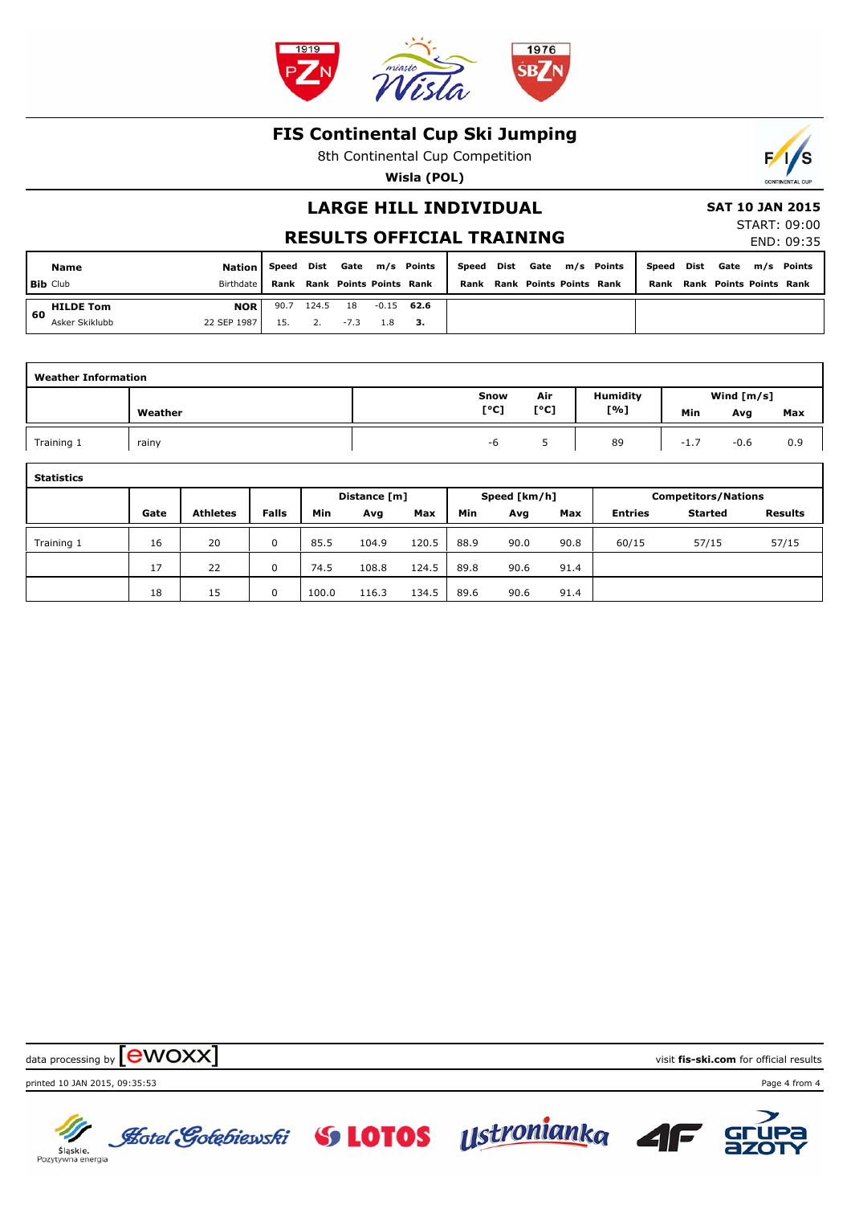# FIS Continental Cup Ski Jumping

8th Continental Cup Competition

**Wisla (POL)**

## LARGE HILL INDIVIDUAL

**SAT 10 JAN 2015**

START: 09:00

END: 09:35

## RESULTS OFFICIAL TRAINING

| Bib | Name / Club | Nation / Birthdate | Speed / Rank | Dist / Rank | Gate / Points | m/s / Points | Points / Rank | Speed / Rank | Dist / Rank | Gate / Points | m/s / Points | Points / Rank | Speed / Rank | Dist / Rank | Gate / Points | m/s / Points | Points / Rank |
|---|---|---|---|---|---|---|---|---|---|---|---|---|---|---|---|---|---|
| 60 | **HILDE Tom** | **NOR** | 90.7 | 124.5 | 18 | -0.15 | **62.6** | | | | | | | | | | |
| | Asker Skiklubb | 22 SEP 1987 | 15. | 2. | -7.3 | 1.8 | **3.** | | | | | | | | | | |

### Weather Information

| | Weather | Snow [°C] | Air [°C] | Humidity [%] | Wind [m/s] Min | Avg | Max |
|---|---|---|---|---|---|---|---|
| Training 1 | rainy | -6 | 5 | 89 | -1.7 | -0.6 | 0.9 |

### Statistics

| | Gate | Athletes | Falls | Distance [m] Min | Avg | Max | Speed [km/h] Min | Avg | Max | Competitors/Nations Entries | Started | Results |
|---|---|---|---|---|---|---|---|---|---|---|---|---|
| Training 1 | 16 | 20 | 0 | 85.5 | 104.9 | 120.5 | 88.9 | 90.0 | 90.8 | 60/15 | 57/15 | 57/15 |
| | 17 | 22 | 0 | 74.5 | 108.8 | 124.5 | 89.8 | 90.6 | 91.4 | | | |
| | 18 | 15 | 0 | 100.0 | 116.3 | 134.5 | 89.6 | 90.6 | 91.4 | | | |

data processing by [ewoxx]

visit **fis-ski.com** for official results

printed 10 JAN 2015, 09:35:53